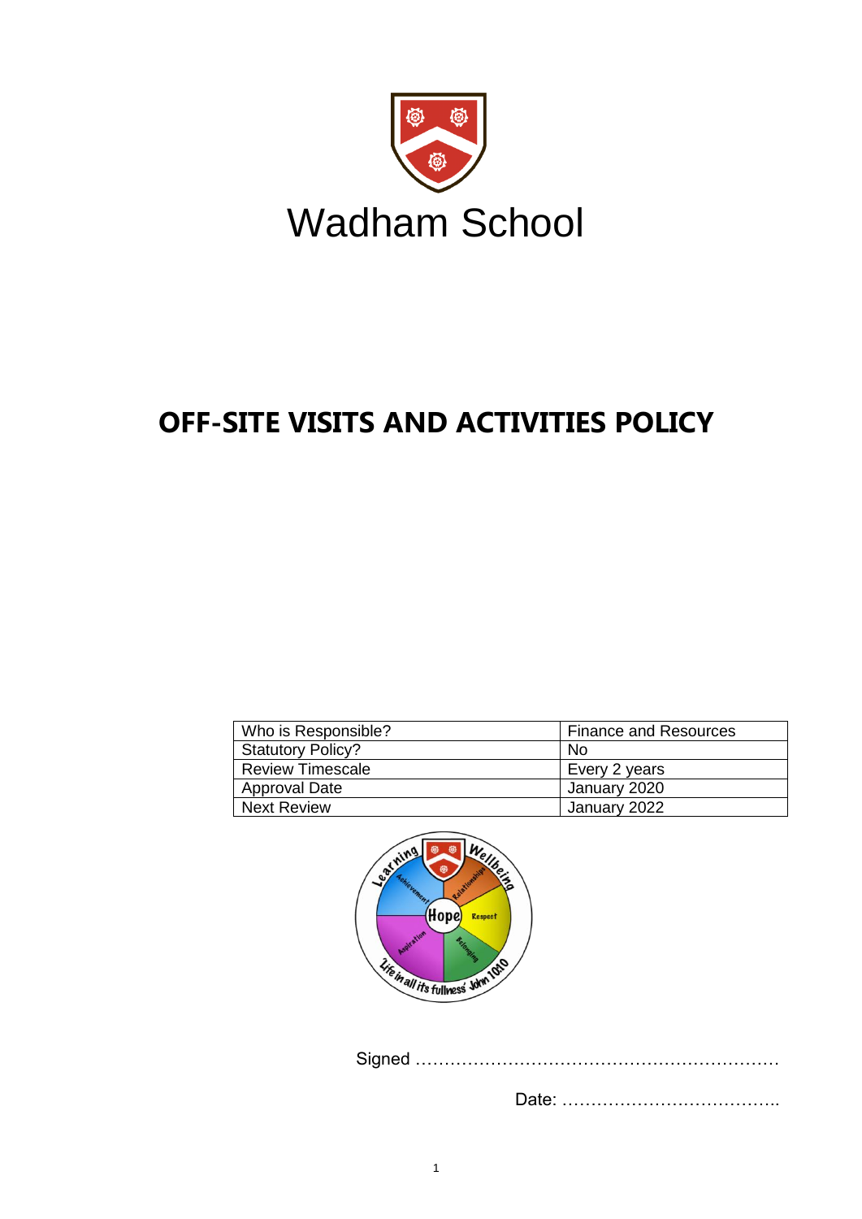# Wadham School

## OFF-SITE VISITS AND ACTIVITIES POLICY

| Who is Responsible? | Finance and Resources |
|---|---|
| Statutory Policy? | No |
| Review Timescale | Every 2 years |
| Approval Date | January 2020 |
| Next Review | January 2022 |

Signed ……………………………………………………………

Date: ………………………………..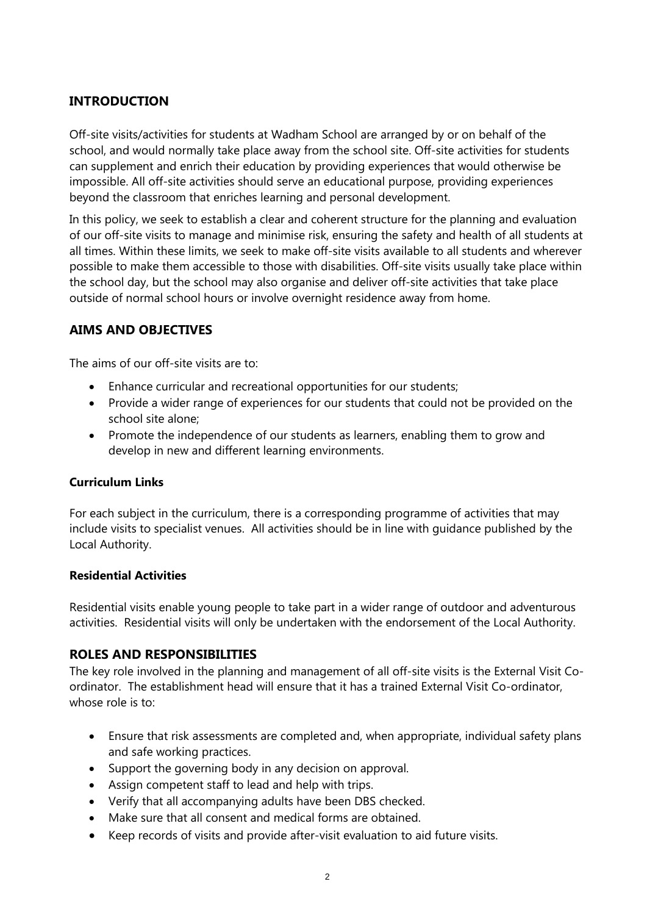## INTRODUCTION

Off-site visits/activities for students at Wadham School are arranged by or on behalf of the school, and would normally take place away from the school site. Off-site activities for students can supplement and enrich their education by providing experiences that would otherwise be impossible. All off-site activities should serve an educational purpose, providing experiences beyond the classroom that enriches learning and personal development.

In this policy, we seek to establish a clear and coherent structure for the planning and evaluation of our off-site visits to manage and minimise risk, ensuring the safety and health of all students at all times. Within these limits, we seek to make off-site visits available to all students and wherever possible to make them accessible to those with disabilities. Off-site visits usually take place within the school day, but the school may also organise and deliver off-site activities that take place outside of normal school hours or involve overnight residence away from home.

## AIMS AND OBJECTIVES

The aims of our off-site visits are to:

- Enhance curricular and recreational opportunities for our students;
- Provide a wider range of experiences for our students that could not be provided on the school site alone;
- Promote the independence of our students as learners, enabling them to grow and develop in new and different learning environments.

### Curriculum Links

For each subject in the curriculum, there is a corresponding programme of activities that may include visits to specialist venues. All activities should be in line with guidance published by the Local Authority.

### Residential Activities

Residential visits enable young people to take part in a wider range of outdoor and adventurous activities. Residential visits will only be undertaken with the endorsement of the Local Authority.

## ROLES AND RESPONSIBILITIES

The key role involved in the planning and management of all off-site visits is the External Visit Co-ordinator. The establishment head will ensure that it has a trained External Visit Co-ordinator, whose role is to:

- Ensure that risk assessments are completed and, when appropriate, individual safety plans and safe working practices.
- Support the governing body in any decision on approval.
- Assign competent staff to lead and help with trips.
- Verify that all accompanying adults have been DBS checked.
- Make sure that all consent and medical forms are obtained.
- Keep records of visits and provide after-visit evaluation to aid future visits.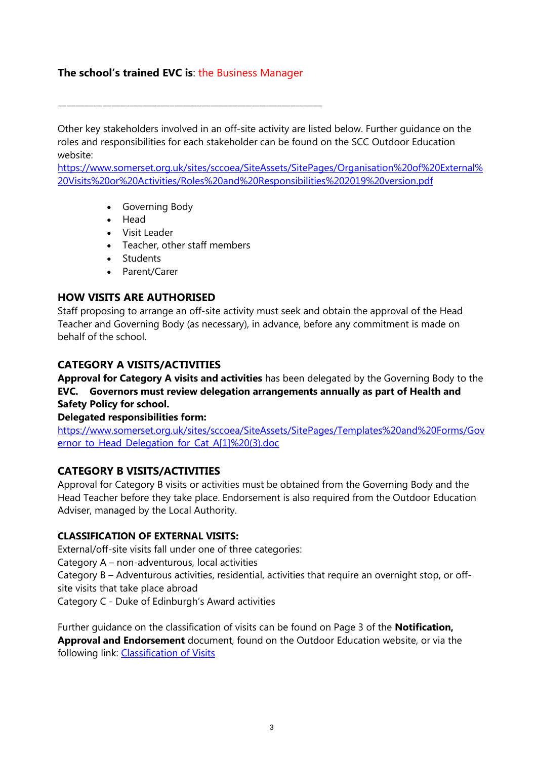**The school's trained EVC is**: the Business Manager

___________________________________________________________

Other key stakeholders involved in an off-site activity are listed below. Further guidance on the roles and responsibilities for each stakeholder can be found on the SCC Outdoor Education website: https://www.somerset.org.uk/sites/sccoea/SiteAssets/SitePages/Organisation%20of%20External%20Visits%20or%20Activities/Roles%20and%20Responsibilities%202019%20version.pdf

- Governing Body
- Head
- Visit Leader
- Teacher, other staff members
- Students
- Parent/Carer

## HOW VISITS ARE AUTHORISED

Staff proposing to arrange an off-site activity must seek and obtain the approval of the Head Teacher and Governing Body (as necessary), in advance, before any commitment is made on behalf of the school.

## CATEGORY A VISITS/ACTIVITIES

**Approval for Category A visits and activities** has been delegated by the Governing Body to the **EVC. Governors must review delegation arrangements annually as part of Health and Safety Policy for school.**

**Delegated responsibilities form:**
https://www.somerset.org.uk/sites/sccoea/SiteAssets/SitePages/Templates%20and%20Forms/Governor_to_Head_Delegation_for_Cat_A[1]%20(3).doc

## CATEGORY B VISITS/ACTIVITIES

Approval for Category B visits or activities must be obtained from the Governing Body and the Head Teacher before they take place. Endorsement is also required from the Outdoor Education Adviser, managed by the Local Authority.

### CLASSIFICATION OF EXTERNAL VISITS:

External/off-site visits fall under one of three categories:
Category A – non-adventurous, local activities
Category B – Adventurous activities, residential, activities that require an overnight stop, or off-site visits that take place abroad
Category C - Duke of Edinburgh's Award activities

Further guidance on the classification of visits can be found on Page 3 of the **Notification, Approval and Endorsement** document, found on the Outdoor Education website, or via the following link: Classification of Visits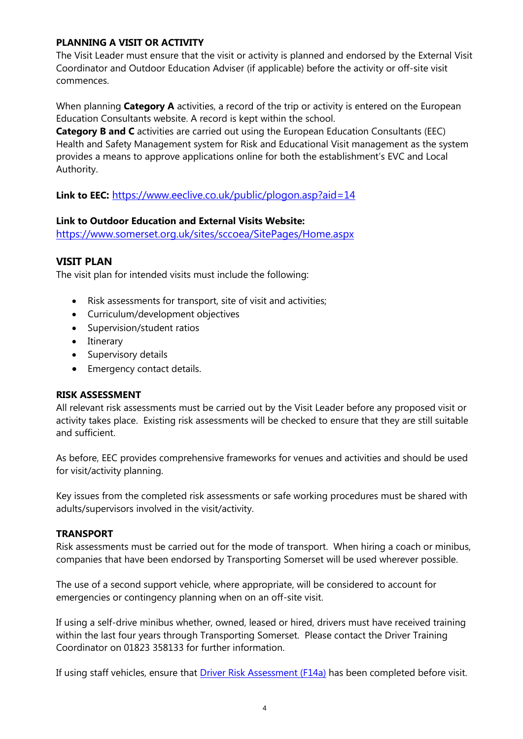## PLANNING A VISIT OR ACTIVITY

The Visit Leader must ensure that the visit or activity is planned and endorsed by the External Visit Coordinator and Outdoor Education Adviser (if applicable) before the activity or off-site visit commences.

When planning **Category A** activities, a record of the trip or activity is entered on the European Education Consultants website. A record is kept within the school.

**Category B and C** activities are carried out using the European Education Consultants (EEC) Health and Safety Management system for Risk and Educational Visit management as the system provides a means to approve applications online for both the establishment's EVC and Local Authority.

**Link to EEC:** [https://www.eeclive.co.uk/public/plogon.asp?aid=14](https://www.eeclive.co.uk/public/plogon.asp?aid=14)

**Link to Outdoor Education and External Visits Website:**
[https://www.somerset.org.uk/sites/sccoea/SitePages/Home.aspx](https://www.somerset.org.uk/sites/sccoea/SitePages/Home.aspx)

## VISIT PLAN

The visit plan for intended visits must include the following:

- Risk assessments for transport, site of visit and activities;
- Curriculum/development objectives
- Supervision/student ratios
- Itinerary
- Supervisory details
- Emergency contact details.

## RISK ASSESSMENT

All relevant risk assessments must be carried out by the Visit Leader before any proposed visit or activity takes place. Existing risk assessments will be checked to ensure that they are still suitable and sufficient.

As before, EEC provides comprehensive frameworks for venues and activities and should be used for visit/activity planning.

Key issues from the completed risk assessments or safe working procedures must be shared with adults/supervisors involved in the visit/activity.

## TRANSPORT

Risk assessments must be carried out for the mode of transport. When hiring a coach or minibus, companies that have been endorsed by Transporting Somerset will be used wherever possible.

The use of a second support vehicle, where appropriate, will be considered to account for emergencies or contingency planning when on an off-site visit.

If using a self-drive minibus whether, owned, leased or hired, drivers must have received training within the last four years through Transporting Somerset. Please contact the Driver Training Coordinator on 01823 358133 for further information.

If using staff vehicles, ensure that Driver Risk Assessment (F14a) has been completed before visit.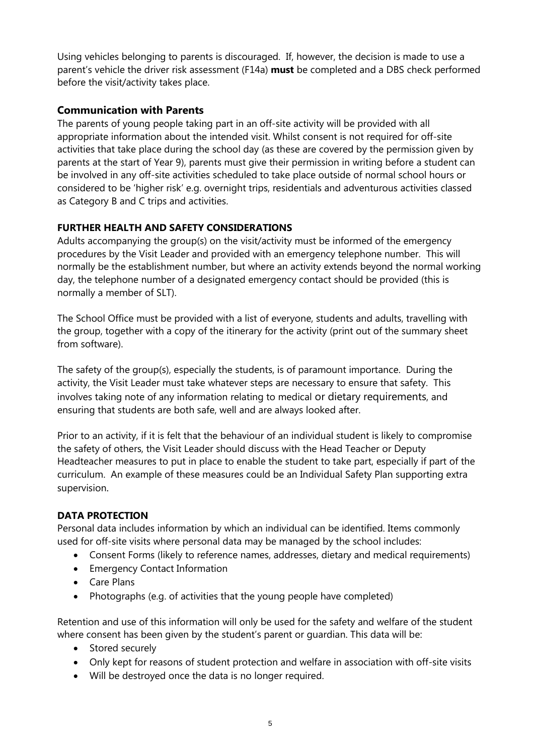Using vehicles belonging to parents is discouraged. If, however, the decision is made to use a parent's vehicle the driver risk assessment (F14a) **must** be completed and a DBS check performed before the visit/activity takes place.

### Communication with Parents

The parents of young people taking part in an off-site activity will be provided with all appropriate information about the intended visit. Whilst consent is not required for off-site activities that take place during the school day (as these are covered by the permission given by parents at the start of Year 9), parents must give their permission in writing before a student can be involved in any off-site activities scheduled to take place outside of normal school hours or considered to be 'higher risk' e.g. overnight trips, residentials and adventurous activities classed as Category B and C trips and activities.

### FURTHER HEALTH AND SAFETY CONSIDERATIONS

Adults accompanying the group(s) on the visit/activity must be informed of the emergency procedures by the Visit Leader and provided with an emergency telephone number. This will normally be the establishment number, but where an activity extends beyond the normal working day, the telephone number of a designated emergency contact should be provided (this is normally a member of SLT).

The School Office must be provided with a list of everyone, students and adults, travelling with the group, together with a copy of the itinerary for the activity (print out of the summary sheet from software).

The safety of the group(s), especially the students, is of paramount importance. During the activity, the Visit Leader must take whatever steps are necessary to ensure that safety. This involves taking note of any information relating to medical or dietary requirements, and ensuring that students are both safe, well and are always looked after.

Prior to an activity, if it is felt that the behaviour of an individual student is likely to compromise the safety of others, the Visit Leader should discuss with the Head Teacher or Deputy Headteacher measures to put in place to enable the student to take part, especially if part of the curriculum. An example of these measures could be an Individual Safety Plan supporting extra supervision.

### DATA PROTECTION

Personal data includes information by which an individual can be identified. Items commonly used for off-site visits where personal data may be managed by the school includes:

- Consent Forms (likely to reference names, addresses, dietary and medical requirements)
- Emergency Contact Information
- Care Plans
- Photographs (e.g. of activities that the young people have completed)

Retention and use of this information will only be used for the safety and welfare of the student where consent has been given by the student's parent or guardian. This data will be:

- Stored securely
- Only kept for reasons of student protection and welfare in association with off-site visits
- Will be destroyed once the data is no longer required.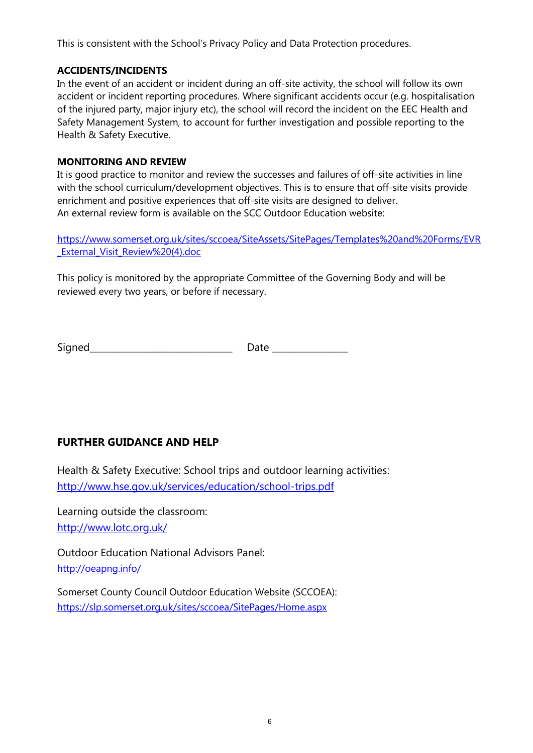This is consistent with the School's Privacy Policy and Data Protection procedures.

**ACCIDENTS/INCIDENTS**

In the event of an accident or incident during an off-site activity, the school will follow its own accident or incident reporting procedures. Where significant accidents occur (e.g. hospitalisation of the injured party, major injury etc), the school will record the incident on the EEC Health and Safety Management System, to account for further investigation and possible reporting to the Health & Safety Executive.

**MONITORING AND REVIEW**

It is good practice to monitor and review the successes and failures of off-site activities in line with the school curriculum/development objectives. This is to ensure that off-site visits provide enrichment and positive experiences that off-site visits are designed to deliver.
An external review form is available on the SCC Outdoor Education website:

https://www.somerset.org.uk/sites/sccoea/SiteAssets/SitePages/Templates%20and%20Forms/EVR_External_Visit_Review%20(4).doc

This policy is monitored by the appropriate Committee of the Governing Body and will be reviewed every two years, or before if necessary.

Signed_____________________________ Date _______________

## FURTHER GUIDANCE AND HELP

Health & Safety Executive: School trips and outdoor learning activities:
http://www.hse.gov.uk/services/education/school-trips.pdf

Learning outside the classroom:
http://www.lotc.org.uk/

Outdoor Education National Advisors Panel:
http://oeapng.info/

Somerset County Council Outdoor Education Website (SCCOEA):
https://slp.somerset.org.uk/sites/sccoea/SitePages/Home.aspx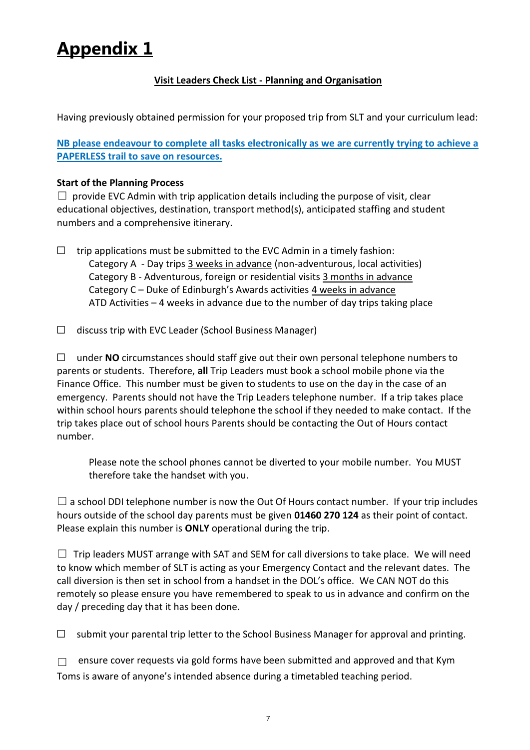# Appendix 1

**Visit Leaders Check List - Planning and Organisation**

Having previously obtained permission for your proposed trip from SLT and your curriculum lead:

**NB please endeavour to complete all tasks electronically as we are currently trying to achieve a PAPERLESS trail to save on resources.**

**Start of the Planning Process**

☐ provide EVC Admin with trip application details including the purpose of visit, clear educational objectives, destination, transport method(s), anticipated staffing and student numbers and a comprehensive itinerary.

☐ trip applications must be submitted to the EVC Admin in a timely fashion:
- Category A - Day trips 3 weeks in advance (non-adventurous, local activities)
- Category B - Adventurous, foreign or residential visits 3 months in advance
- Category C – Duke of Edinburgh's Awards activities 4 weeks in advance
- ATD Activities – 4 weeks in advance due to the number of day trips taking place

☐ discuss trip with EVC Leader (School Business Manager)

☐ under **NO** circumstances should staff give out their own personal telephone numbers to parents or students. Therefore, **all** Trip Leaders must book a school mobile phone via the Finance Office. This number must be given to students to use on the day in the case of an emergency. Parents should not have the Trip Leaders telephone number. If a trip takes place within school hours parents should telephone the school if they needed to make contact. If the trip takes place out of school hours Parents should be contacting the Out of Hours contact number.

> Please note the school phones cannot be diverted to your mobile number. You MUST therefore take the handset with you.

☐ a school DDI telephone number is now the Out Of Hours contact number. If your trip includes hours outside of the school day parents must be given **01460 270 124** as their point of contact. Please explain this number is **ONLY** operational during the trip.

☐ Trip leaders MUST arrange with SAT and SEM for call diversions to take place. We will need to know which member of SLT is acting as your Emergency Contact and the relevant dates. The call diversion is then set in school from a handset in the DOL's office. We CAN NOT do this remotely so please ensure you have remembered to speak to us in advance and confirm on the day / preceding day that it has been done.

☐ submit your parental trip letter to the School Business Manager for approval and printing.

☐ ensure cover requests via gold forms have been submitted and approved and that Kym Toms is aware of anyone's intended absence during a timetabled teaching period.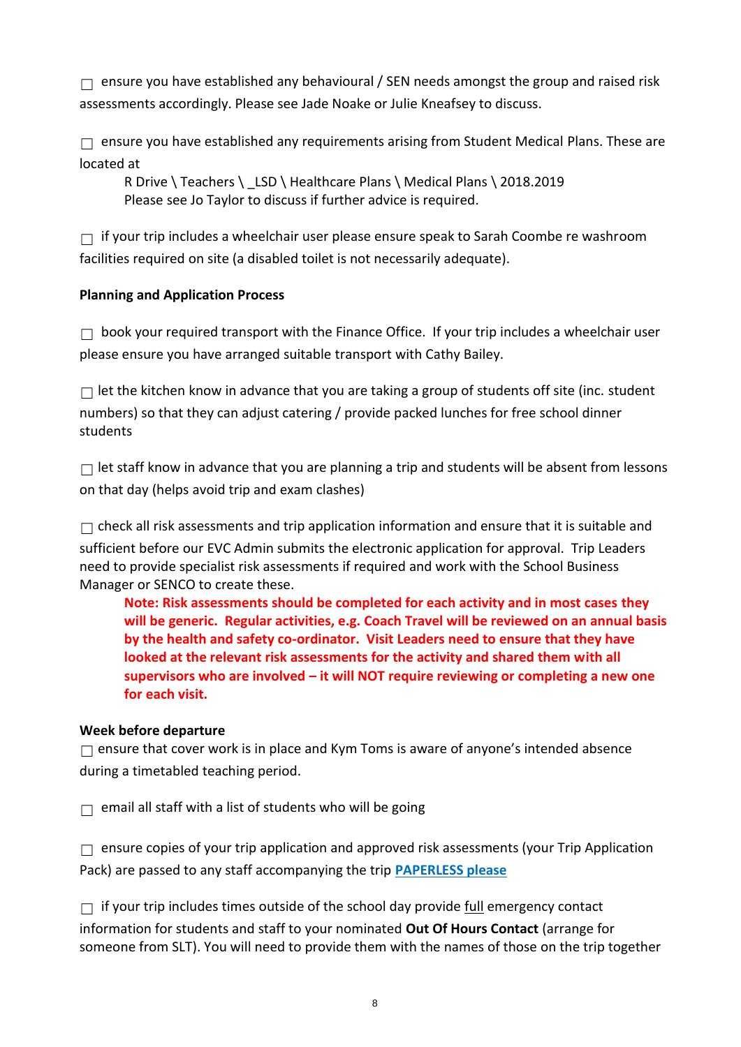☐ ensure you have established any behavioural / SEN needs amongst the group and raised risk assessments accordingly. Please see Jade Noake or Julie Kneafsey to discuss.

☐ ensure you have established any requirements arising from Student Medical Plans. These are located at

> R Drive \ Teachers \ _LSD \ Healthcare Plans \ Medical Plans \ 2018.2019
> Please see Jo Taylor to discuss if further advice is required.

☐ if your trip includes a wheelchair user please ensure speak to Sarah Coombe re washroom facilities required on site (a disabled toilet is not necessarily adequate).

**Planning and Application Process**

☐ book your required transport with the Finance Office. If your trip includes a wheelchair user please ensure you have arranged suitable transport with Cathy Bailey.

☐ let the kitchen know in advance that you are taking a group of students off site (inc. student numbers) so that they can adjust catering / provide packed lunches for free school dinner students

☐ let staff know in advance that you are planning a trip and students will be absent from lessons on that day (helps avoid trip and exam clashes)

☐ check all risk assessments and trip application information and ensure that it is suitable and sufficient before our EVC Admin submits the electronic application for approval. Trip Leaders need to provide specialist risk assessments if required and work with the School Business Manager or SENCO to create these.

> **Note: Risk assessments should be completed for each activity and in most cases they will be generic. Regular activities, e.g. Coach Travel will be reviewed on an annual basis by the health and safety co-ordinator. Visit Leaders need to ensure that they have looked at the relevant risk assessments for the activity and shared them with all supervisors who are involved – it will NOT require reviewing or completing a new one for each visit.**

**Week before departure**

☐ ensure that cover work is in place and Kym Toms is aware of anyone's intended absence during a timetabled teaching period.

☐ email all staff with a list of students who will be going

☐ ensure copies of your trip application and approved risk assessments (your Trip Application Pack) are passed to any staff accompanying the trip **PAPERLESS please**

☐ if your trip includes times outside of the school day provide full emergency contact information for students and staff to your nominated **Out Of Hours Contact** (arrange for someone from SLT). You will need to provide them with the names of those on the trip together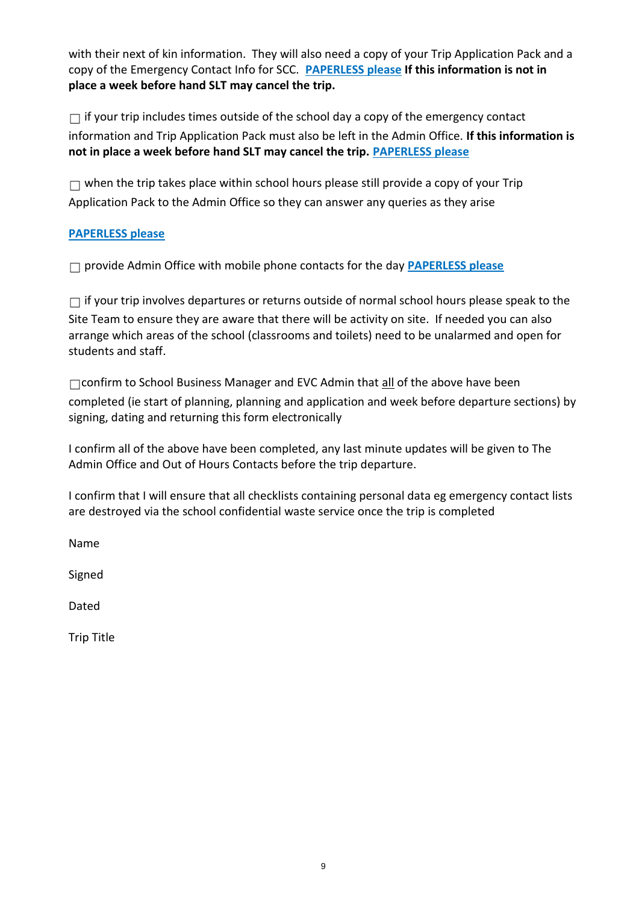with their next of kin information. They will also need a copy of your Trip Application Pack and a copy of the Emergency Contact Info for SCC. **PAPERLESS please** **If this information is not in place a week before hand SLT may cancel the trip.**

☐ if your trip includes times outside of the school day a copy of the emergency contact information and Trip Application Pack must also be left in the Admin Office. **If this information is not in place a week before hand SLT may cancel the trip.** **PAPERLESS please**

☐ when the trip takes place within school hours please still provide a copy of your Trip Application Pack to the Admin Office so they can answer any queries as they arise

**PAPERLESS please**

☐ provide Admin Office with mobile phone contacts for the day **PAPERLESS please**

☐ if your trip involves departures or returns outside of normal school hours please speak to the Site Team to ensure they are aware that there will be activity on site. If needed you can also arrange which areas of the school (classrooms and toilets) need to be unalarmed and open for students and staff.

☐confirm to School Business Manager and EVC Admin that all of the above have been completed (ie start of planning, planning and application and week before departure sections) by signing, dating and returning this form electronically

I confirm all of the above have been completed, any last minute updates will be given to The Admin Office and Out of Hours Contacts before the trip departure.

I confirm that I will ensure that all checklists containing personal data eg emergency contact lists are destroyed via the school confidential waste service once the trip is completed

Name

Signed

Dated

Trip Title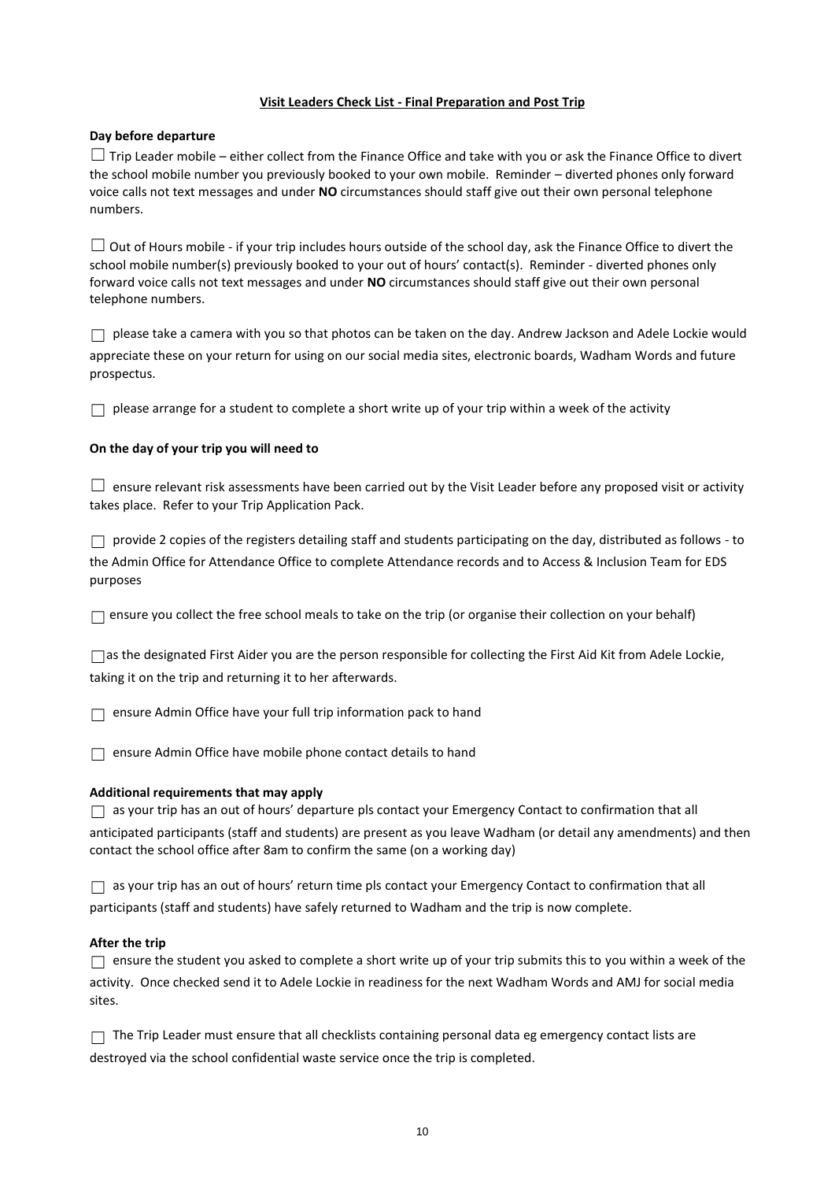**Visit Leaders Check List - Final Preparation and Post Trip**

**Day before departure**

☐ Trip Leader mobile – either collect from the Finance Office and take with you or ask the Finance Office to divert the school mobile number you previously booked to your own mobile. Reminder – diverted phones only forward voice calls not text messages and under **NO** circumstances should staff give out their own personal telephone numbers.

☐ Out of Hours mobile - if your trip includes hours outside of the school day, ask the Finance Office to divert the school mobile number(s) previously booked to your out of hours' contact(s). Reminder - diverted phones only forward voice calls not text messages and under **NO** circumstances should staff give out their own personal telephone numbers.

☐ please take a camera with you so that photos can be taken on the day. Andrew Jackson and Adele Lockie would appreciate these on your return for using on our social media sites, electronic boards, Wadham Words and future prospectus.

☐ please arrange for a student to complete a short write up of your trip within a week of the activity

**On the day of your trip you will need to**

☐ ensure relevant risk assessments have been carried out by the Visit Leader before any proposed visit or activity takes place. Refer to your Trip Application Pack.

☐ provide 2 copies of the registers detailing staff and students participating on the day, distributed as follows - to the Admin Office for Attendance Office to complete Attendance records and to Access & Inclusion Team for EDS purposes

☐ ensure you collect the free school meals to take on the trip (or organise their collection on your behalf)

☐ as the designated First Aider you are the person responsible for collecting the First Aid Kit from Adele Lockie, taking it on the trip and returning it to her afterwards.

☐ ensure Admin Office have your full trip information pack to hand

☐ ensure Admin Office have mobile phone contact details to hand

**Additional requirements that may apply**

☐ as your trip has an out of hours' departure pls contact your Emergency Contact to confirmation that all anticipated participants (staff and students) are present as you leave Wadham (or detail any amendments) and then contact the school office after 8am to confirm the same (on a working day)

☐ as your trip has an out of hours' return time pls contact your Emergency Contact to confirmation that all participants (staff and students) have safely returned to Wadham and the trip is now complete.

**After the trip**

☐ ensure the student you asked to complete a short write up of your trip submits this to you within a week of the activity. Once checked send it to Adele Lockie in readiness for the next Wadham Words and AMJ for social media sites.

☐ The Trip Leader must ensure that all checklists containing personal data eg emergency contact lists are destroyed via the school confidential waste service once the trip is completed.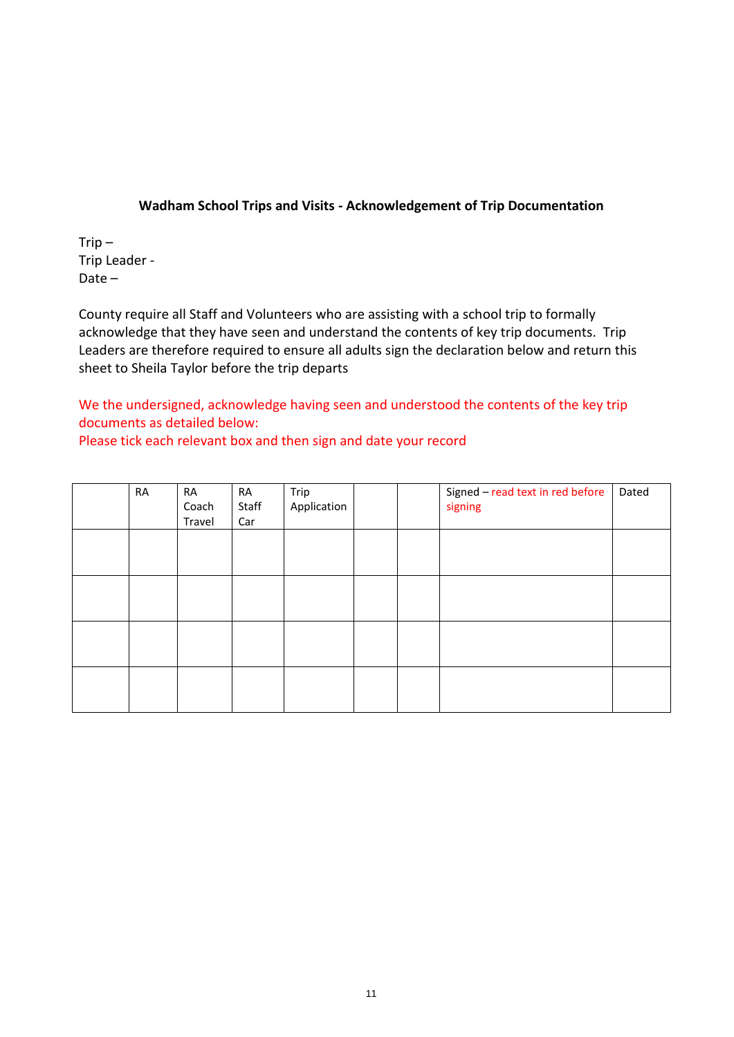**Wadham School Trips and Visits - Acknowledgement of Trip Documentation**

Trip –
Trip Leader -
Date –

County require all Staff and Volunteers who are assisting with a school trip to formally acknowledge that they have seen and understand the contents of key trip documents. Trip Leaders are therefore required to ensure all adults sign the declaration below and return this sheet to Sheila Taylor before the trip departs

We the undersigned, acknowledge having seen and understood the contents of the key trip documents as detailed below:
Please tick each relevant box and then sign and date your record

| | RA | RA Coach Travel | RA Staff Car | Trip Application | | | Signed – read text in red before signing | Dated |
|---|---|---|---|---|---|---|---|---|
| | | | | | | | | |
| | | | | | | | | |
| | | | | | | | | |
| | | | | | | | | |